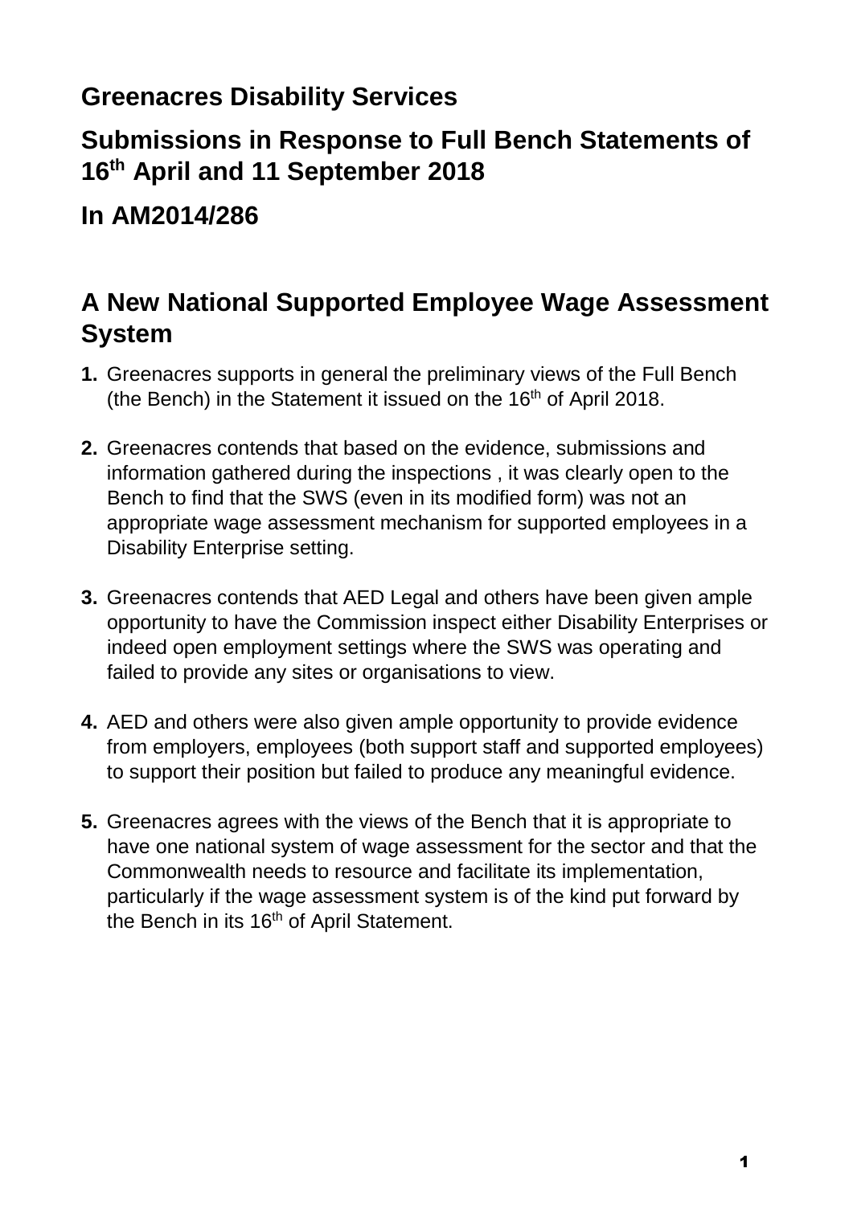## Greenacres Disability Services

## Submissions in Response to Full Bench Statements of 16th April and 11 September 2018

## In AM2014/286

# A New National Supported Employee Wage Assessment System

1. Greenacres supports in general the preliminary views of the Full Bench (the Bench) in the Statement it issued on the 16th of April 2018.

2. Greenacres contends that based on the evidence, submissions and information gathered during the inspections , it was clearly open to the Bench to find that the SWS (even in its modified form) was not an appropriate wage assessment mechanism for supported employees in a Disability Enterprise setting.

3. Greenacres contends that AED Legal and others have been given ample opportunity to have the Commission inspect either Disability Enterprises or indeed open employment settings where the SWS was operating and failed to provide any sites or organisations to view.

4. AED and others were also given ample opportunity to provide evidence from employers, employees (both support staff and supported employees) to support their position but failed to produce any meaningful evidence.

5. Greenacres agrees with the views of the Bench that it is appropriate to have one national system of wage assessment for the sector and that the Commonwealth needs to resource and facilitate its implementation, particularly if the wage assessment system is of the kind put forward by the Bench in its 16th of April Statement.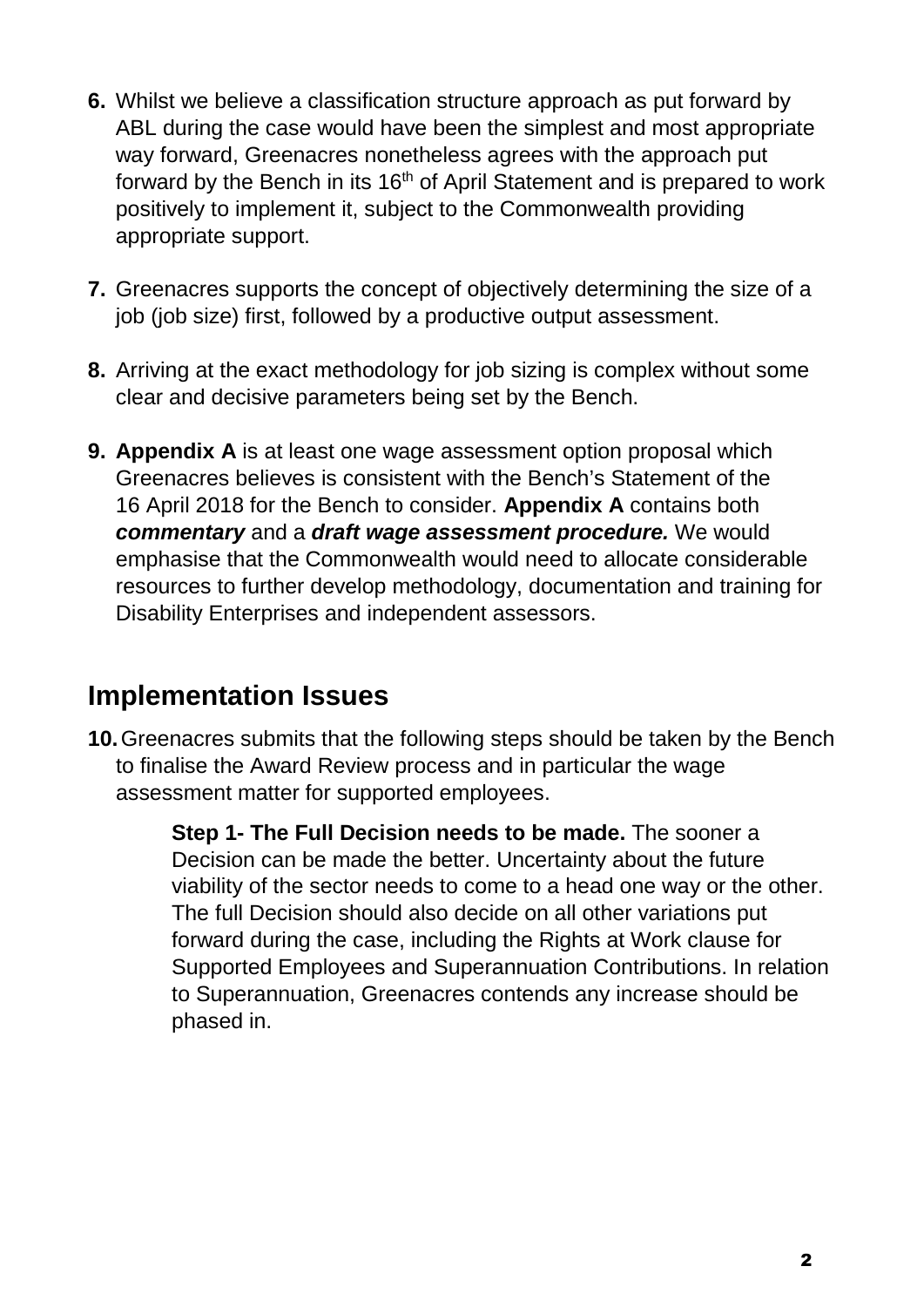6. Whilst we believe a classification structure approach as put forward by ABL during the case would have been the simplest and most appropriate way forward, Greenacres nonetheless agrees with the approach put forward by the Bench in its 16th of April Statement and is prepared to work positively to implement it, subject to the Commonwealth providing appropriate support.

7. Greenacres supports the concept of objectively determining the size of a job (job size) first, followed by a productive output assessment.

8. Arriving at the exact methodology for job sizing is complex without some clear and decisive parameters being set by the Bench.

9. **Appendix A** is at least one wage assessment option proposal which Greenacres believes is consistent with the Bench's Statement of the 16 April 2018 for the Bench to consider. **Appendix A** contains both ***commentary*** and a ***draft wage assessment procedure.*** We would emphasise that the Commonwealth would need to allocate considerable resources to further develop methodology, documentation and training for Disability Enterprises and independent assessors.

## Implementation Issues

10. Greenacres submits that the following steps should be taken by the Bench to finalise the Award Review process and in particular the wage assessment matter for supported employees.

    **Step 1- The Full Decision needs to be made.** The sooner a Decision can be made the better. Uncertainty about the future viability of the sector needs to come to a head one way or the other. The full Decision should also decide on all other variations put forward during the case, including the Rights at Work clause for Supported Employees and Superannuation Contributions. In relation to Superannuation, Greenacres contends any increase should be phased in.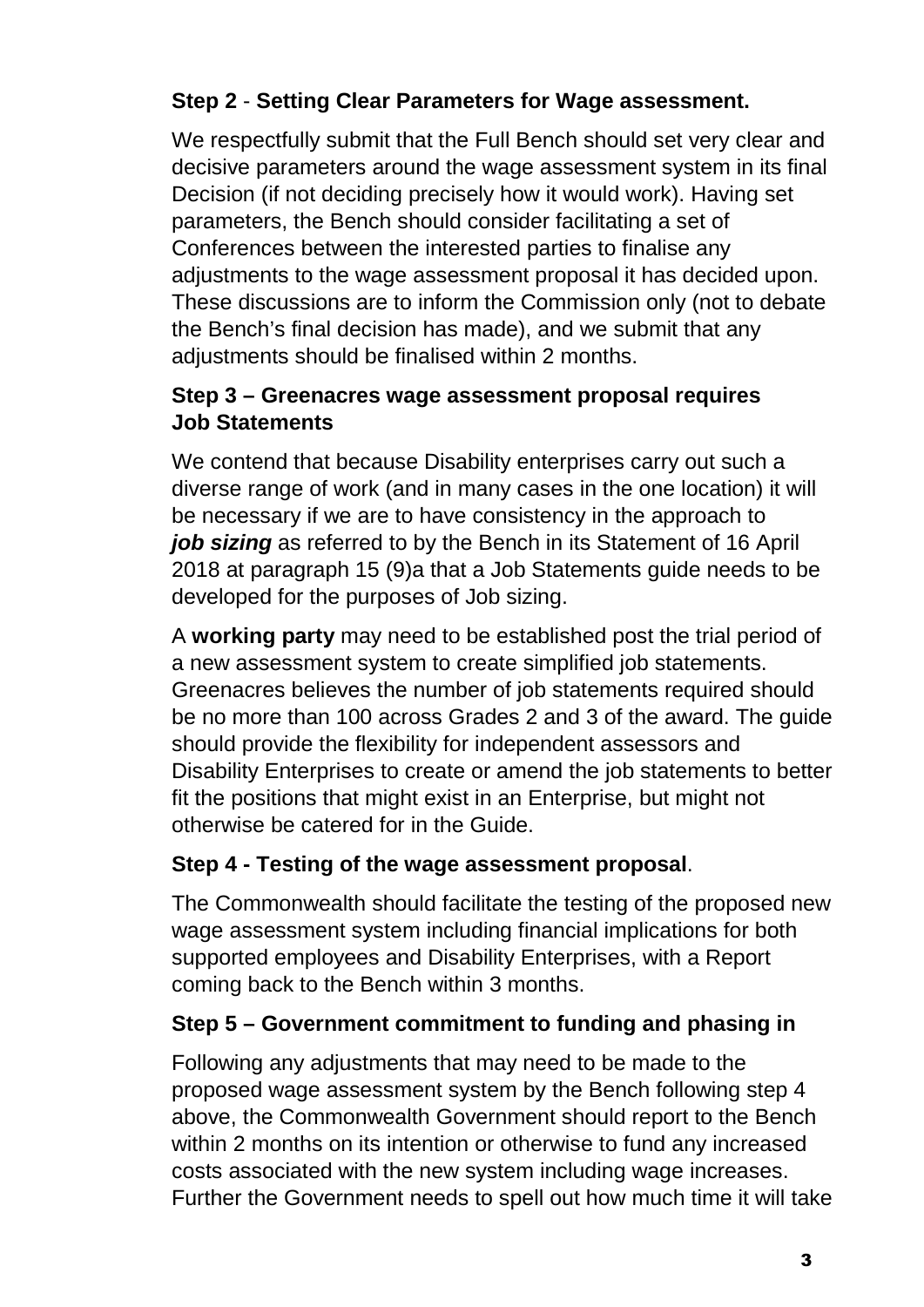**Step 2** - **Setting Clear Parameters for Wage assessment.**

We respectfully submit that the Full Bench should set very clear and decisive parameters around the wage assessment system in its final Decision (if not deciding precisely how it would work). Having set parameters, the Bench should consider facilitating a set of Conferences between the interested parties to finalise any adjustments to the wage assessment proposal it has decided upon. These discussions are to inform the Commission only (not to debate the Bench's final decision has made), and we submit that any adjustments should be finalised within 2 months.

**Step 3 – Greenacres wage assessment proposal requires Job Statements**

We contend that because Disability enterprises carry out such a diverse range of work (and in many cases in the one location) it will be necessary if we are to have consistency in the approach to ***job sizing*** as referred to by the Bench in its Statement of 16 April 2018 at paragraph 15 (9)a that a Job Statements guide needs to be developed for the purposes of Job sizing.

A **working party** may need to be established post the trial period of a new assessment system to create simplified job statements. Greenacres believes the number of job statements required should be no more than 100 across Grades 2 and 3 of the award. The guide should provide the flexibility for independent assessors and Disability Enterprises to create or amend the job statements to better fit the positions that might exist in an Enterprise, but might not otherwise be catered for in the Guide.

**Step 4 - Testing of the wage assessment proposal**.

The Commonwealth should facilitate the testing of the proposed new wage assessment system including financial implications for both supported employees and Disability Enterprises, with a Report coming back to the Bench within 3 months.

**Step 5 – Government commitment to funding and phasing in**

Following any adjustments that may need to be made to the proposed wage assessment system by the Bench following step 4 above, the Commonwealth Government should report to the Bench within 2 months on its intention or otherwise to fund any increased costs associated with the new system including wage increases. Further the Government needs to spell out how much time it will take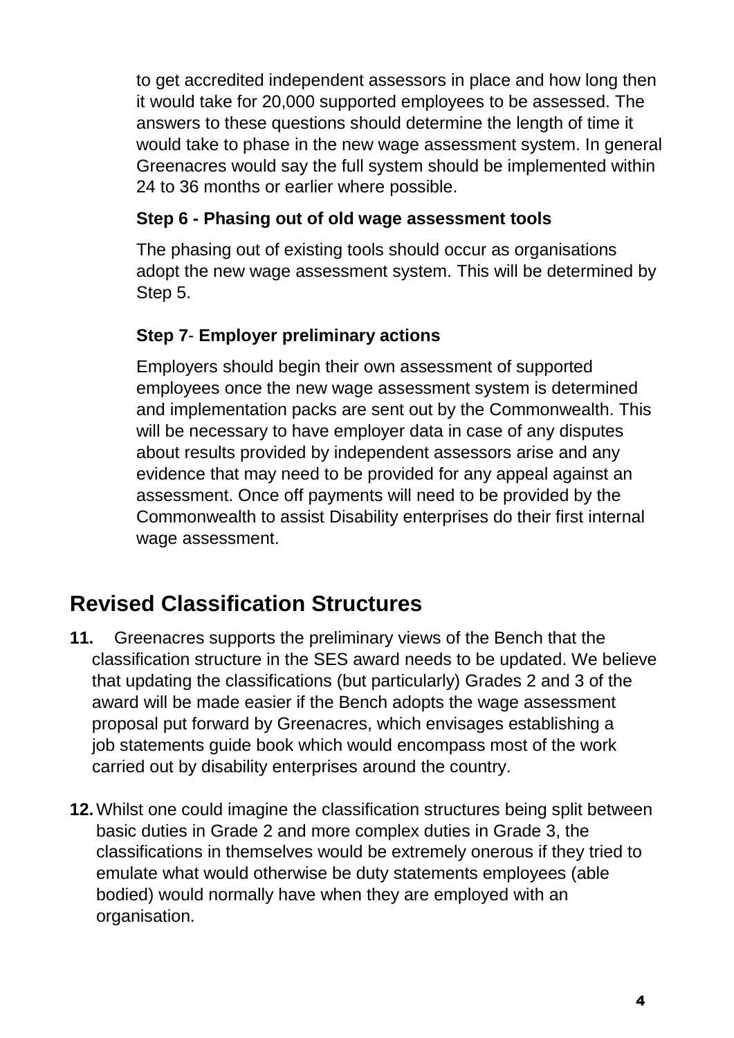to get accredited independent assessors in place and how long then it would take for 20,000 supported employees to be assessed. The answers to these questions should determine the length of time it would take to phase in the new wage assessment system. In general Greenacres would say the full system should be implemented within 24 to 36 months or earlier where possible.

**Step 6 - Phasing out of old wage assessment tools**

The phasing out of existing tools should occur as organisations adopt the new wage assessment system. This will be determined by Step 5.

**Step 7- Employer preliminary actions**

Employers should begin their own assessment of supported employees once the new wage assessment system is determined and implementation packs are sent out by the Commonwealth. This will be necessary to have employer data in case of any disputes about results provided by independent assessors arise and any evidence that may need to be provided for any appeal against an assessment. Once off payments will need to be provided by the Commonwealth to assist Disability enterprises do their first internal wage assessment.

## Revised Classification Structures

**11.** Greenacres supports the preliminary views of the Bench that the classification structure in the SES award needs to be updated. We believe that updating the classifications (but particularly) Grades 2 and 3 of the award will be made easier if the Bench adopts the wage assessment proposal put forward by Greenacres, which envisages establishing a job statements guide book which would encompass most of the work carried out by disability enterprises around the country.

**12.** Whilst one could imagine the classification structures being split between basic duties in Grade 2 and more complex duties in Grade 3, the classifications in themselves would be extremely onerous if they tried to emulate what would otherwise be duty statements employees (able bodied) would normally have when they are employed with an organisation.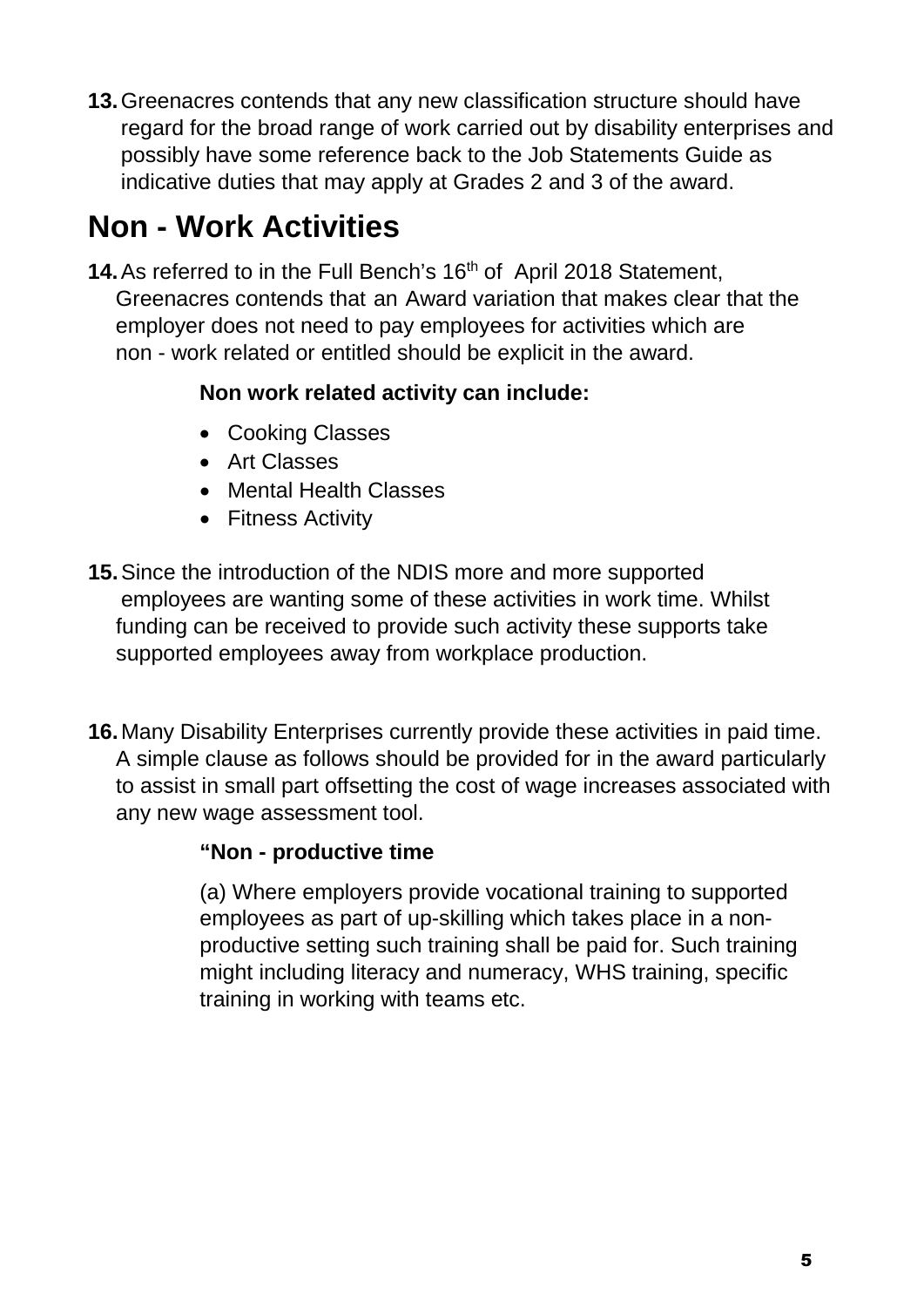**13.** Greenacres contends that any new classification structure should have regard for the broad range of work carried out by disability enterprises and possibly have some reference back to the Job Statements Guide as indicative duties that may apply at Grades 2 and 3 of the award.

# Non - Work Activities

**14.** As referred to in the Full Bench's 16th of April 2018 Statement, Greenacres contends that an Award variation that makes clear that the employer does not need to pay employees for activities which are non - work related or entitled should be explicit in the award.

**Non work related activity can include:**

- Cooking Classes
- Art Classes
- Mental Health Classes
- Fitness Activity

**15.** Since the introduction of the NDIS more and more supported employees are wanting some of these activities in work time. Whilst funding can be received to provide such activity these supports take supported employees away from workplace production.

**16.** Many Disability Enterprises currently provide these activities in paid time. A simple clause as follows should be provided for in the award particularly to assist in small part offsetting the cost of wage increases associated with any new wage assessment tool.

**"Non - productive time**

(a) Where employers provide vocational training to supported employees as part of up-skilling which takes place in a non-productive setting such training shall be paid for. Such training might including literacy and numeracy, WHS training, specific training in working with teams etc.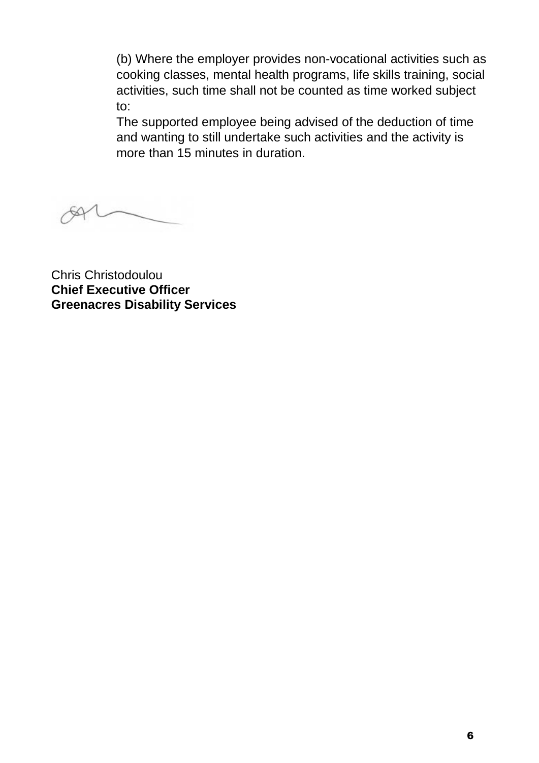(b) Where the employer provides non-vocational activities such as cooking classes, mental health programs, life skills training, social activities, such time shall not be counted as time worked subject to:

The supported employee being advised of the deduction of time and wanting to still undertake such activities and the activity is more than 15 minutes in duration.

Chris Christodoulou
**Chief Executive Officer**
**Greenacres Disability Services**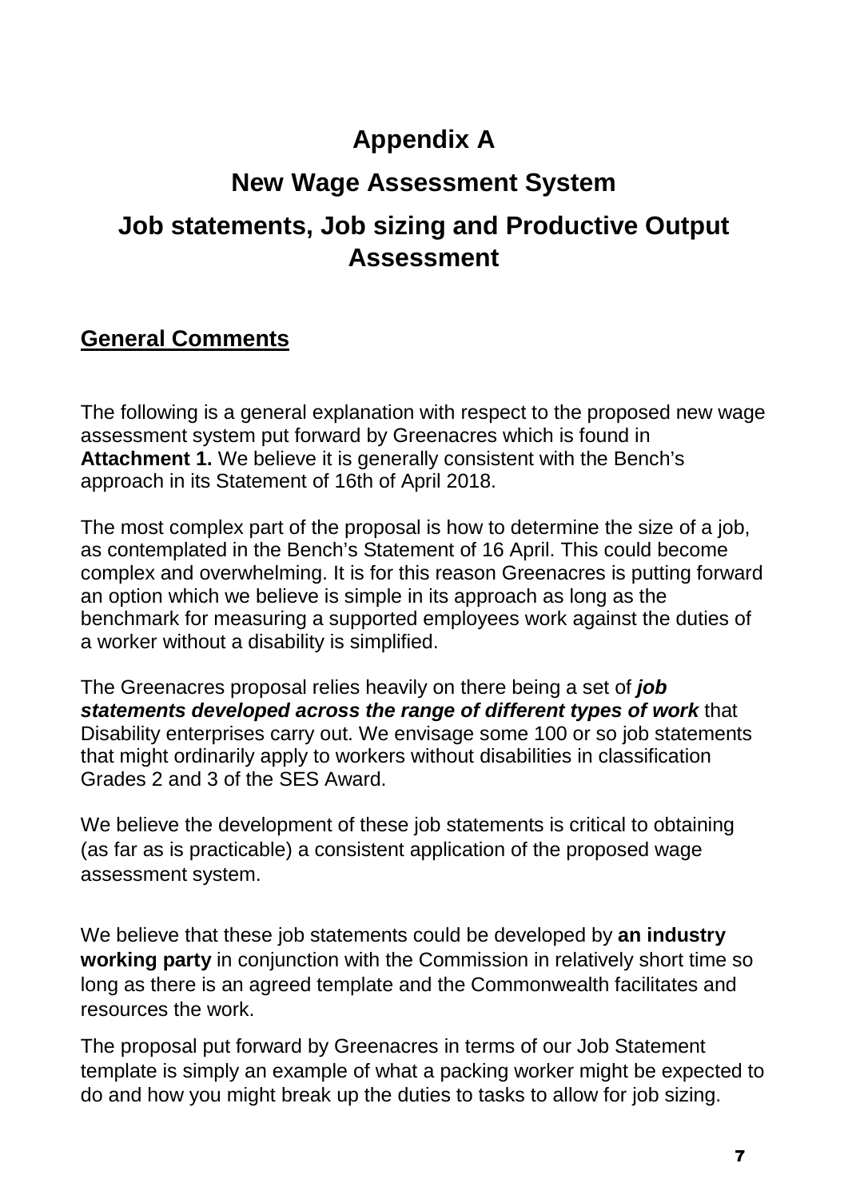# Appendix A

# New Wage Assessment System

# Job statements, Job sizing and Productive Output Assessment

## General Comments

The following is a general explanation with respect to the proposed new wage assessment system put forward by Greenacres which is found in **Attachment 1.** We believe it is generally consistent with the Bench's approach in its Statement of 16th of April 2018.

The most complex part of the proposal is how to determine the size of a job, as contemplated in the Bench's Statement of 16 April. This could become complex and overwhelming. It is for this reason Greenacres is putting forward an option which we believe is simple in its approach as long as the benchmark for measuring a supported employees work against the duties of a worker without a disability is simplified.

The Greenacres proposal relies heavily on there being a set of ***job statements developed across the range of different types of work*** that Disability enterprises carry out. We envisage some 100 or so job statements that might ordinarily apply to workers without disabilities in classification Grades 2 and 3 of the SES Award.

We believe the development of these job statements is critical to obtaining (as far as is practicable) a consistent application of the proposed wage assessment system.

We believe that these job statements could be developed by **an industry working party** in conjunction with the Commission in relatively short time so long as there is an agreed template and the Commonwealth facilitates and resources the work.

The proposal put forward by Greenacres in terms of our Job Statement template is simply an example of what a packing worker might be expected to do and how you might break up the duties to tasks to allow for job sizing.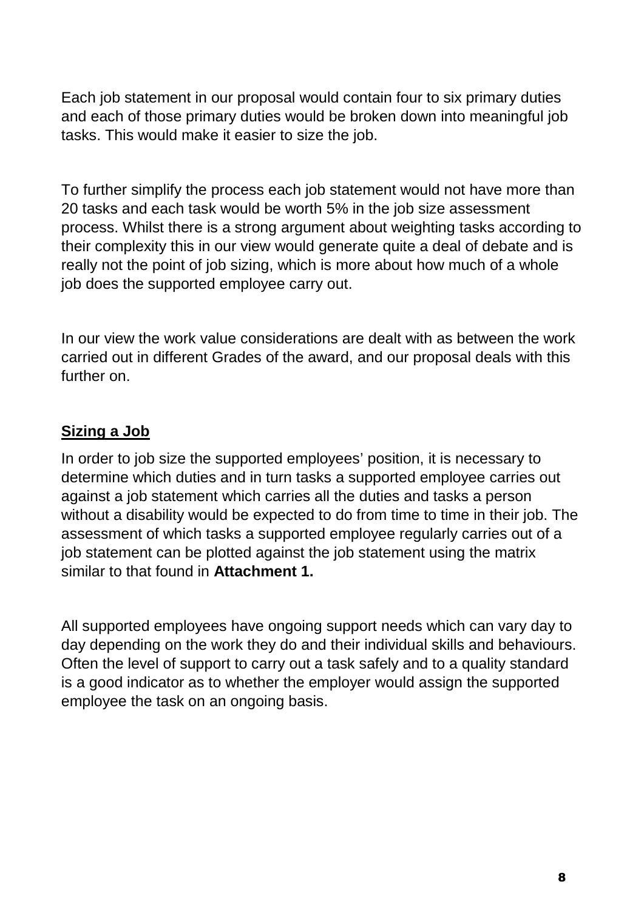Each job statement in our proposal would contain four to six primary duties and each of those primary duties would be broken down into meaningful job tasks. This would make it easier to size the job.

To further simplify the process each job statement would not have more than 20 tasks and each task would be worth 5% in the job size assessment process. Whilst there is a strong argument about weighting tasks according to their complexity this in our view would generate quite a deal of debate and is really not the point of job sizing, which is more about how much of a whole job does the supported employee carry out.

In our view the work value considerations are dealt with as between the work carried out in different Grades of the award, and our proposal deals with this further on.

## Sizing a Job

In order to job size the supported employees' position, it is necessary to determine which duties and in turn tasks a supported employee carries out against a job statement which carries all the duties and tasks a person without a disability would be expected to do from time to time in their job. The assessment of which tasks a supported employee regularly carries out of a job statement can be plotted against the job statement using the matrix similar to that found in **Attachment 1.**

All supported employees have ongoing support needs which can vary day to day depending on the work they do and their individual skills and behaviours. Often the level of support to carry out a task safely and to a quality standard is a good indicator as to whether the employer would assign the supported employee the task on an ongoing basis.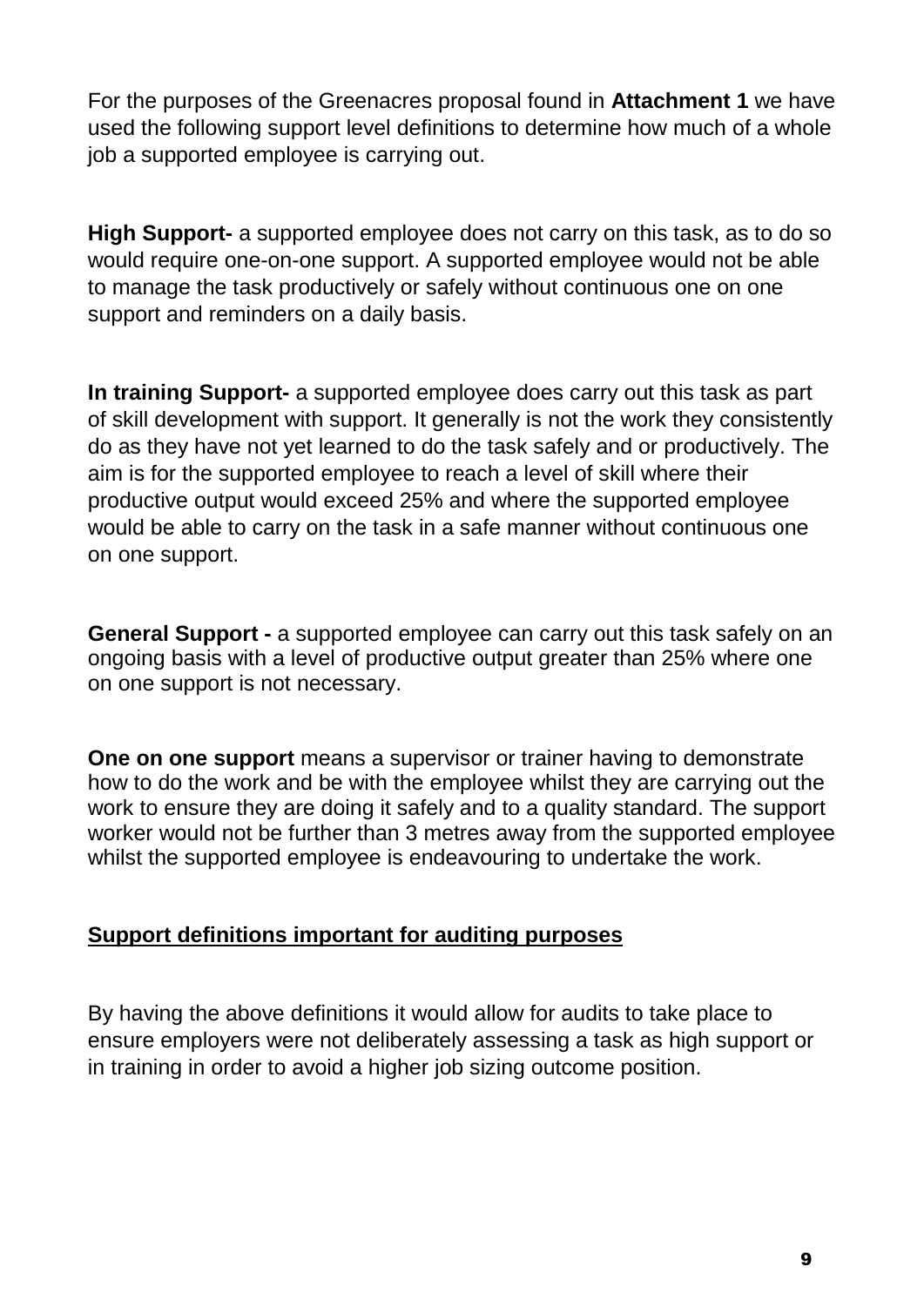For the purposes of the Greenacres proposal found in **Attachment 1** we have used the following support level definitions to determine how much of a whole job a supported employee is carrying out.

**High Support-** a supported employee does not carry on this task, as to do so would require one-on-one support. A supported employee would not be able to manage the task productively or safely without continuous one on one support and reminders on a daily basis.

**In training Support-** a supported employee does carry out this task as part of skill development with support. It generally is not the work they consistently do as they have not yet learned to do the task safely and or productively. The aim is for the supported employee to reach a level of skill where their productive output would exceed 25% and where the supported employee would be able to carry on the task in a safe manner without continuous one on one support.

**General Support -** a supported employee can carry out this task safely on an ongoing basis with a level of productive output greater than 25% where one on one support is not necessary.

**One on one support** means a supervisor or trainer having to demonstrate how to do the work and be with the employee whilst they are carrying out the work to ensure they are doing it safely and to a quality standard. The support worker would not be further than 3 metres away from the supported employee whilst the supported employee is endeavouring to undertake the work.

**<u>Support definitions important for auditing purposes</u>**

By having the above definitions it would allow for audits to take place to ensure employers were not deliberately assessing a task as high support or in training in order to avoid a higher job sizing outcome position.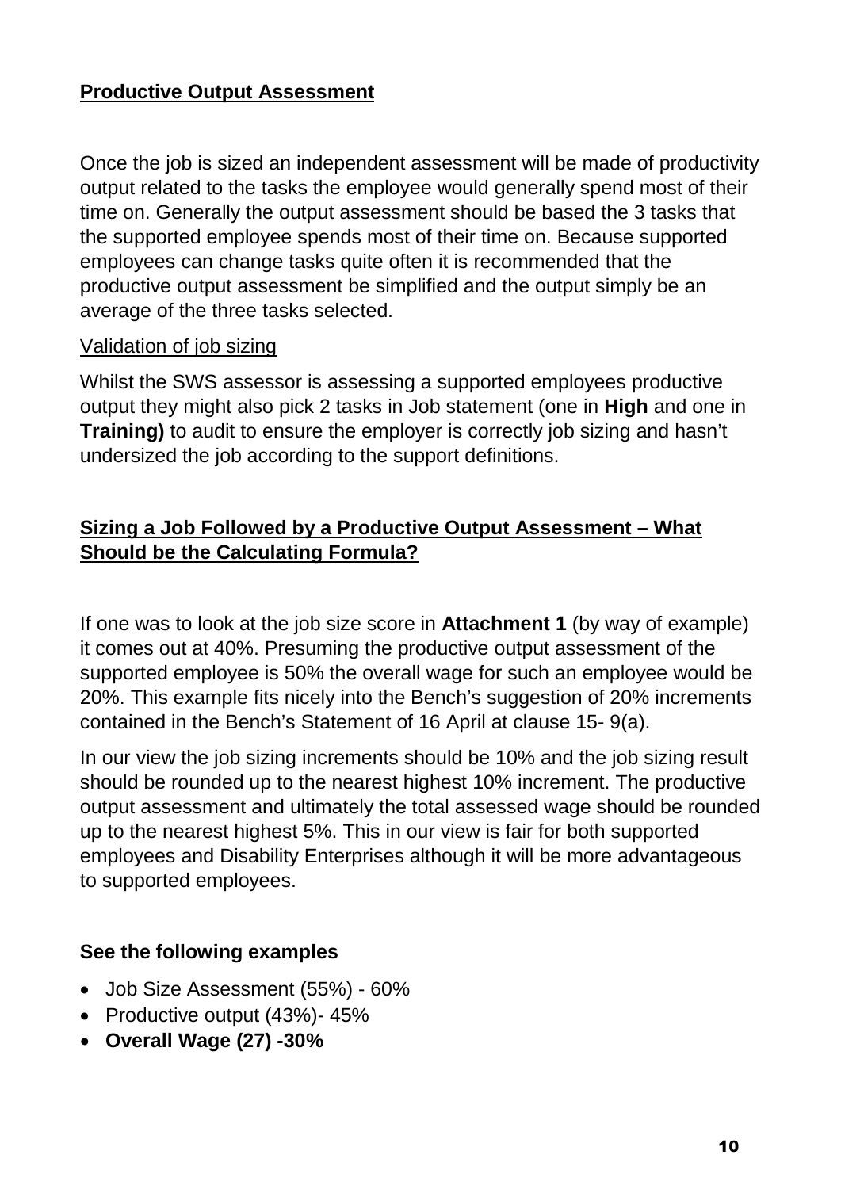**<u>Productive Output Assessment</u>**

Once the job is sized an independent assessment will be made of productivity output related to the tasks the employee would generally spend most of their time on. Generally the output assessment should be based the 3 tasks that the supported employee spends most of their time on. Because supported employees can change tasks quite often it is recommended that the productive output assessment be simplified and the output simply be an average of the three tasks selected.

<u>Validation of job sizing</u>

Whilst the SWS assessor is assessing a supported employees productive output they might also pick 2 tasks in Job statement (one in **High** and one in **Training)** to audit to ensure the employer is correctly job sizing and hasn't undersized the job according to the support definitions.

**<u>Sizing a Job Followed by a Productive Output Assessment – What Should be the Calculating Formula?</u>**

If one was to look at the job size score in **Attachment 1** (by way of example) it comes out at 40%. Presuming the productive output assessment of the supported employee is 50% the overall wage for such an employee would be 20%. This example fits nicely into the Bench's suggestion of 20% increments contained in the Bench's Statement of 16 April at clause 15- 9(a).

In our view the job sizing increments should be 10% and the job sizing result should be rounded up to the nearest highest 10% increment. The productive output assessment and ultimately the total assessed wage should be rounded up to the nearest highest 5%. This in our view is fair for both supported employees and Disability Enterprises although it will be more advantageous to supported employees.

**See the following examples**

- Job Size Assessment (55%) - 60%
- Productive output (43%)- 45%
- **Overall Wage (27) -30%**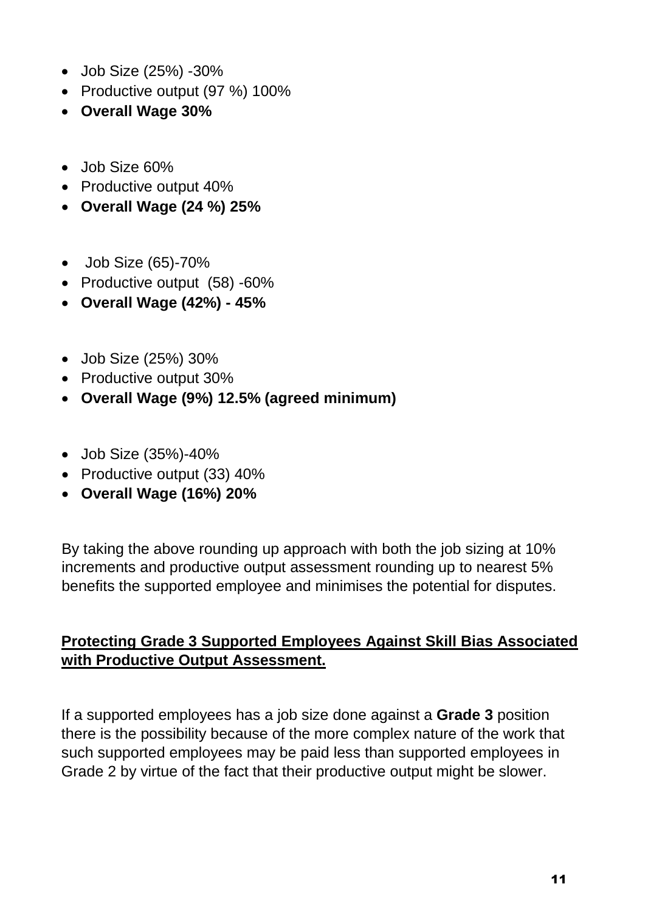- Job Size (25%) -30%
- Productive output (97 %) 100%
- **Overall Wage 30%**

- Job Size 60%
- Productive output 40%
- **Overall Wage (24 %) 25%**

- Job Size (65)-70%
- Productive output (58) -60%
- **Overall Wage (42%) - 45%**

- Job Size (25%) 30%
- Productive output 30%
- **Overall Wage (9%) 12.5% (agreed minimum)**

- Job Size (35%)-40%
- Productive output (33) 40%
- **Overall Wage (16%) 20%**

By taking the above rounding up approach with both the job sizing at 10% increments and productive output assessment rounding up to nearest 5% benefits the supported employee and minimises the potential for disputes.

**Protecting Grade 3 Supported Employees Against Skill Bias Associated with Productive Output Assessment.**

If a supported employees has a job size done against a **Grade 3** position there is the possibility because of the more complex nature of the work that such supported employees may be paid less than supported employees in Grade 2 by virtue of the fact that their productive output might be slower.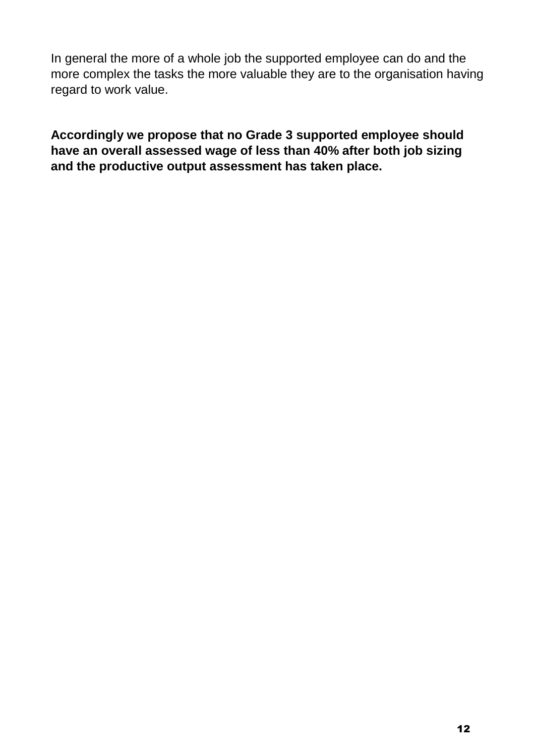In general the more of a whole job the supported employee can do and the more complex the tasks the more valuable they are to the organisation having regard to work value.

**Accordingly we propose that no Grade 3 supported employee should have an overall assessed wage of less than 40% after both job sizing and the productive output assessment has taken place.**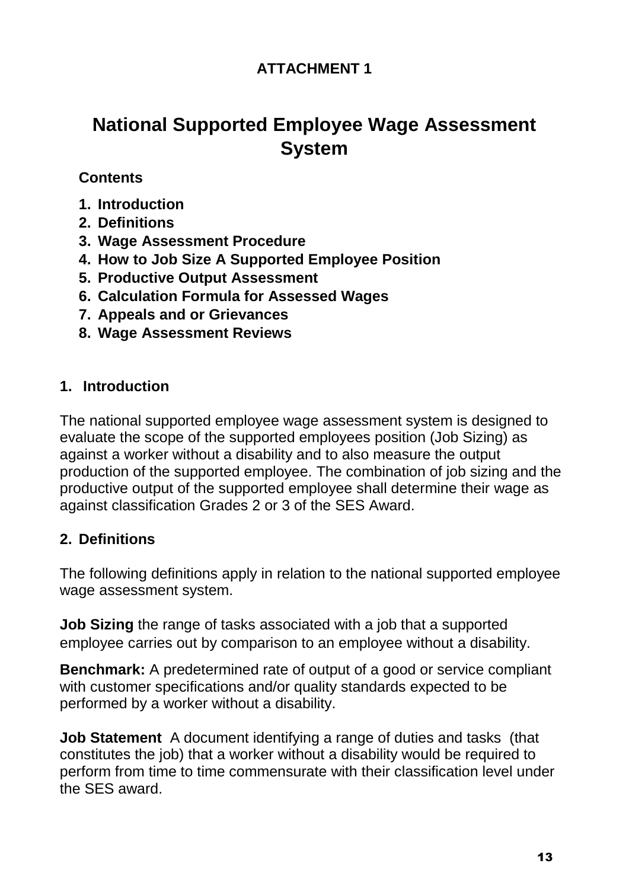**ATTACHMENT 1**

# National Supported Employee Wage Assessment System

**Contents**

1. **Introduction**
2. **Definitions**
3. **Wage Assessment Procedure**
4. **How to Job Size A Supported Employee Position**
5. **Productive Output Assessment**
6. **Calculation Formula for Assessed Wages**
7. **Appeals and or Grievances**
8. **Wage Assessment Reviews**

## 1. Introduction

The national supported employee wage assessment system is designed to evaluate the scope of the supported employees position (Job Sizing) as against a worker without a disability and to also measure the output production of the supported employee. The combination of job sizing and the productive output of the supported employee shall determine their wage as against classification Grades 2 or 3 of the SES Award.

## 2. Definitions

The following definitions apply in relation to the national supported employee wage assessment system.

**Job Sizing** the range of tasks associated with a job that a supported employee carries out by comparison to an employee without a disability.

**Benchmark:** A predetermined rate of output of a good or service compliant with customer specifications and/or quality standards expected to be performed by a worker without a disability.

**Job Statement** A document identifying a range of duties and tasks (that constitutes the job) that a worker without a disability would be required to perform from time to time commensurate with their classification level under the SES award.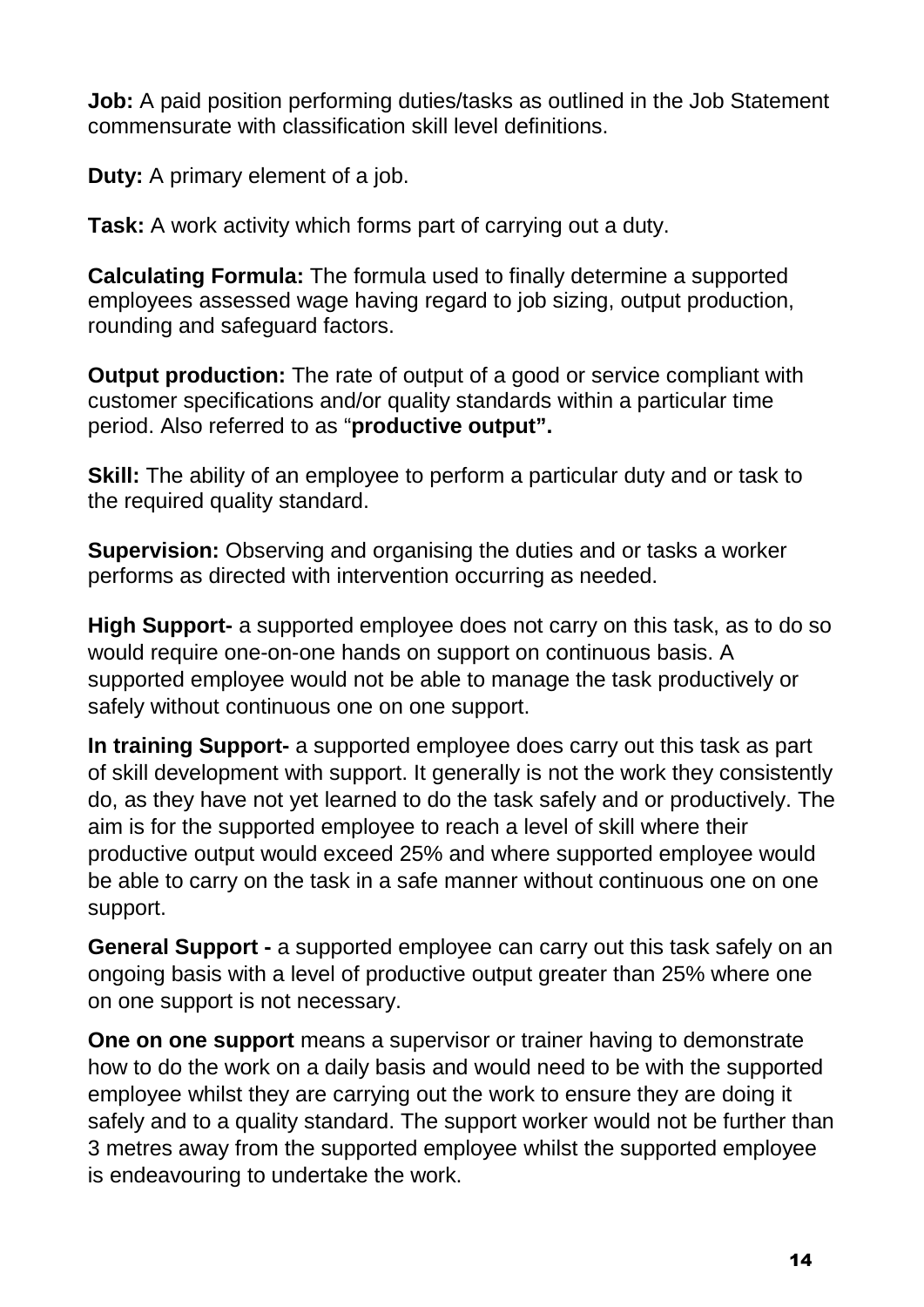**Job:** A paid position performing duties/tasks as outlined in the Job Statement commensurate with classification skill level definitions.

**Duty:** A primary element of a job.

**Task:** A work activity which forms part of carrying out a duty.

**Calculating Formula:** The formula used to finally determine a supported employees assessed wage having regard to job sizing, output production, rounding and safeguard factors.

**Output production:** The rate of output of a good or service compliant with customer specifications and/or quality standards within a particular time period. Also referred to as "**productive output".**

**Skill:** The ability of an employee to perform a particular duty and or task to the required quality standard.

**Supervision:** Observing and organising the duties and or tasks a worker performs as directed with intervention occurring as needed.

**High Support-** a supported employee does not carry on this task, as to do so would require one-on-one hands on support on continuous basis. A supported employee would not be able to manage the task productively or safely without continuous one on one support.

**In training Support-** a supported employee does carry out this task as part of skill development with support. It generally is not the work they consistently do, as they have not yet learned to do the task safely and or productively. The aim is for the supported employee to reach a level of skill where their productive output would exceed 25% and where supported employee would be able to carry on the task in a safe manner without continuous one on one support.

**General Support -** a supported employee can carry out this task safely on an ongoing basis with a level of productive output greater than 25% where one on one support is not necessary.

**One on one support** means a supervisor or trainer having to demonstrate how to do the work on a daily basis and would need to be with the supported employee whilst they are carrying out the work to ensure they are doing it safely and to a quality standard. The support worker would not be further than 3 metres away from the supported employee whilst the supported employee is endeavouring to undertake the work.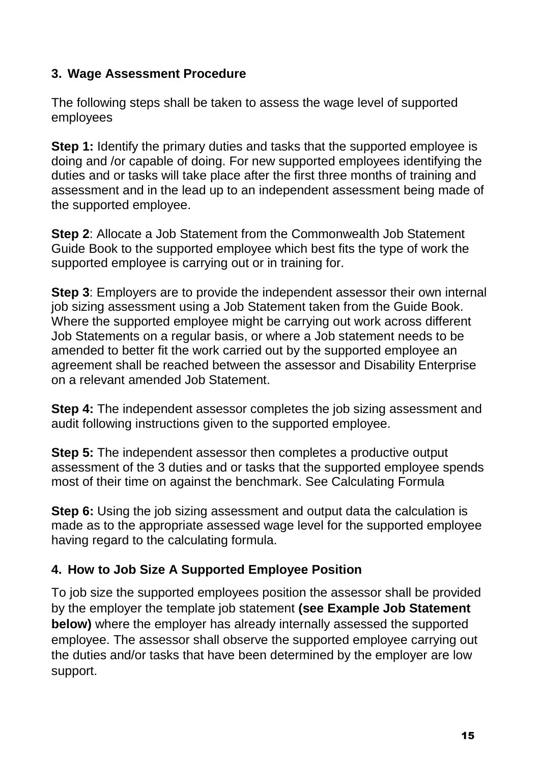## 3. Wage Assessment Procedure

The following steps shall be taken to assess the wage level of supported employees

**Step 1:** Identify the primary duties and tasks that the supported employee is doing and /or capable of doing. For new supported employees identifying the duties and or tasks will take place after the first three months of training and assessment and in the lead up to an independent assessment being made of the supported employee.

**Step 2**: Allocate a Job Statement from the Commonwealth Job Statement Guide Book to the supported employee which best fits the type of work the supported employee is carrying out or in training for.

**Step 3**: Employers are to provide the independent assessor their own internal job sizing assessment using a Job Statement taken from the Guide Book. Where the supported employee might be carrying out work across different Job Statements on a regular basis, or where a Job statement needs to be amended to better fit the work carried out by the supported employee an agreement shall be reached between the assessor and Disability Enterprise on a relevant amended Job Statement.

**Step 4:** The independent assessor completes the job sizing assessment and audit following instructions given to the supported employee.

**Step 5:** The independent assessor then completes a productive output assessment of the 3 duties and or tasks that the supported employee spends most of their time on against the benchmark. See Calculating Formula

**Step 6:** Using the job sizing assessment and output data the calculation is made as to the appropriate assessed wage level for the supported employee having regard to the calculating formula.

## 4. How to Job Size A Supported Employee Position

To job size the supported employees position the assessor shall be provided by the employer the template job statement **(see Example Job Statement below)** where the employer has already internally assessed the supported employee. The assessor shall observe the supported employee carrying out the duties and/or tasks that have been determined by the employer are low support.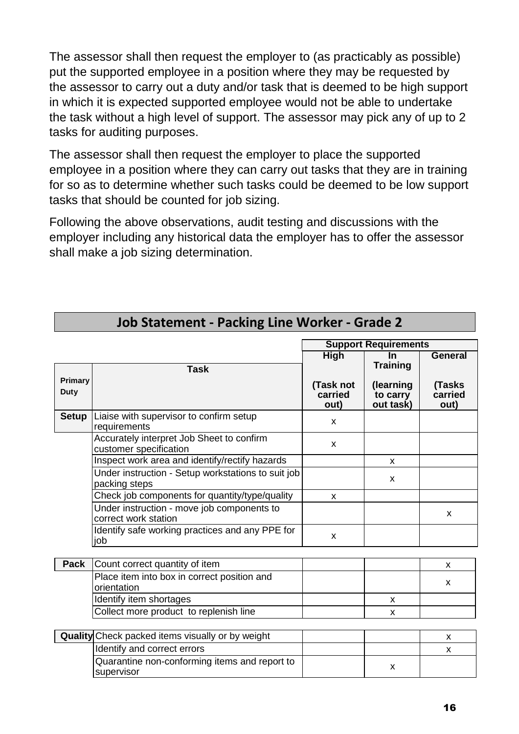The assessor shall then request the employer to (as practicably as possible) put the supported employee in a position where they may be requested by the assessor to carry out a duty and/or task that is deemed to be high support in which it is expected supported employee would not be able to undertake the task without a high level of support. The assessor may pick any of up to 2 tasks for auditing purposes.

The assessor shall then request the employer to place the supported employee in a position where they can carry out tasks that they are in training for so as to determine whether such tasks could be deemed to be low support tasks that should be counted for job sizing.

Following the above observations, audit testing and discussions with the employer including any historical data the employer has to offer the assessor shall make a job sizing determination.

## Job Statement - Packing Line Worker - Grade 2

| Primary Duty | Task | Support Requirements | | |
|---|---|---|---|---|
| | | **High** (Task not carried out) | **In Training** (learning to carry out task) | **General** (Tasks carried out) |
| **Setup** | Liaise with supervisor to confirm setup requirements | x | | |
| | Accurately interpret Job Sheet to confirm customer specification | x | | |
| | Inspect work area and identify/rectify hazards | | x | |
| | Under instruction - Setup workstations to suit job packing steps | | x | |
| | Check job components for quantity/type/quality | x | | |
| | Under instruction - move job components to correct work station | | | x |
| | Identify safe working practices and any PPE for job | x | | |
| **Pack** | Count correct quantity of item | | | x |
| | Place item into box in correct position and orientation | | | x |
| | Identify item shortages | | x | |
| | Collect more product to replenish line | | x | |
| **Quality** | Check packed items visually or by weight | | | x |
| | Identify and correct errors | | | x |
| | Quarantine non-conforming items and report to supervisor | | x | |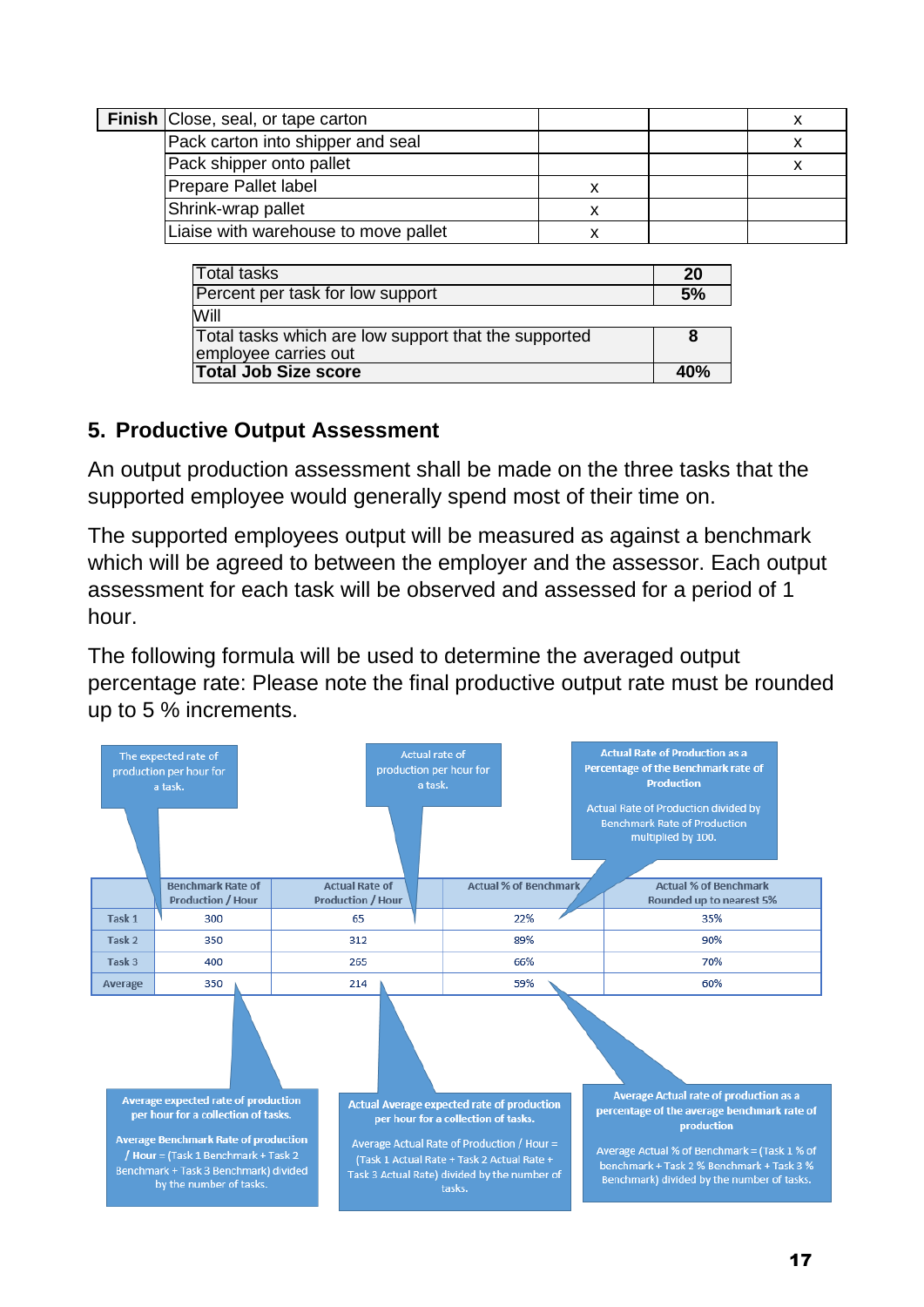| Finish | Close, seal, or tape carton | | | x |
|---|---|---|---|---|
| | Pack carton into shipper and seal | | | x |
| | Pack shipper onto pallet | | | x |
| | Prepare Pallet label | x | | |
| | Shrink-wrap pallet | x | | |
| | Liaise with warehouse to move pallet | x | | |

| Total tasks | **20** |
|---|---|
| Percent per task for low support | **5%** |
| Will | |
| Total tasks which are low support that the supported employee carries out | **8** |
| **Total Job Size score** | **40%** |

## 5. Productive Output Assessment

An output production assessment shall be made on the three tasks that the supported employee would generally spend most of their time on.

The supported employees output will be measured as against a benchmark which will be agreed to between the employer and the assessor. Each output assessment for each task will be observed and assessed for a period of 1 hour.

The following formula will be used to determine the averaged output percentage rate: Please note the final productive output rate must be rounded up to 5 % increments.

The expected rate of production per hour for a task.

Actual rate of production per hour for a task.

**Actual Rate of Production as a Percentage of the Benchmark rate of Production**

Actual Rate of Production divided by Benchmark Rate of Production multiplied by 100.

| | Benchmark Rate of Production / Hour | Actual Rate of Production / Hour | Actual % of Benchmark | Actual % of Benchmark Rounded up to nearest 5% |
|---|---|---|---|---|
| Task 1 | 300 | 65 | 22% | 35% |
| Task 2 | 350 | 312 | 89% | 90% |
| Task 3 | 400 | 265 | 66% | 70% |
| Average | 350 | 214 | 59% | 60% |

**Average expected rate of production per hour for a collection of tasks.**

**Average Benchmark Rate of production / Hour** = (Task 1 Benchmark + Task 2 Benchmark + Task 3 Benchmark) divided by the number of tasks.

**Actual Average expected rate of production per hour for a collection of tasks.**

Average Actual Rate of Production / Hour = (Task 1 Actual Rate + Task 2 Actual Rate + Task 3 Actual Rate) divided by the number of tasks.

**Average Actual rate of production as a percentage of the average benchmark rate of production**

Average Actual % of Benchmark = (Task 1 % of benchmark + Task 2 % Benchmark + Task 3 % Benchmark) divided by the number of tasks.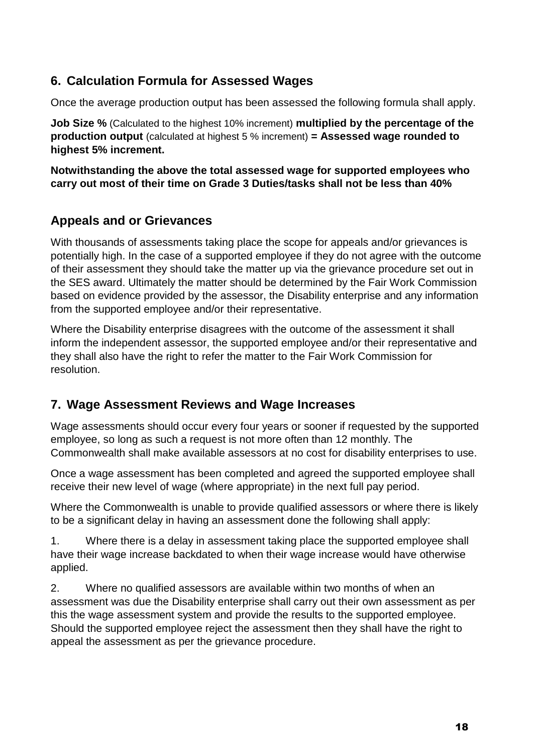## 6. Calculation Formula for Assessed Wages

Once the average production output has been assessed the following formula shall apply.

**Job Size %** (Calculated to the highest 10% increment) **multiplied by the percentage of the production output** (calculated at highest 5 % increment) **= Assessed wage rounded to highest 5% increment.**

**Notwithstanding the above the total assessed wage for supported employees who carry out most of their time on Grade 3 Duties/tasks shall not be less than 40%**

## Appeals and or Grievances

With thousands of assessments taking place the scope for appeals and/or grievances is potentially high. In the case of a supported employee if they do not agree with the outcome of their assessment they should take the matter up via the grievance procedure set out in the SES award. Ultimately the matter should be determined by the Fair Work Commission based on evidence provided by the assessor, the Disability enterprise and any information from the supported employee and/or their representative.

Where the Disability enterprise disagrees with the outcome of the assessment it shall inform the independent assessor, the supported employee and/or their representative and they shall also have the right to refer the matter to the Fair Work Commission for resolution.

## 7. Wage Assessment Reviews and Wage Increases

Wage assessments should occur every four years or sooner if requested by the supported employee, so long as such a request is not more often than 12 monthly. The Commonwealth shall make available assessors at no cost for disability enterprises to use.

Once a wage assessment has been completed and agreed the supported employee shall receive their new level of wage (where appropriate) in the next full pay period.

Where the Commonwealth is unable to provide qualified assessors or where there is likely to be a significant delay in having an assessment done the following shall apply:

1. Where there is a delay in assessment taking place the supported employee shall have their wage increase backdated to when their wage increase would have otherwise applied.

2. Where no qualified assessors are available within two months of when an assessment was due the Disability enterprise shall carry out their own assessment as per this the wage assessment system and provide the results to the supported employee. Should the supported employee reject the assessment then they shall have the right to appeal the assessment as per the grievance procedure.